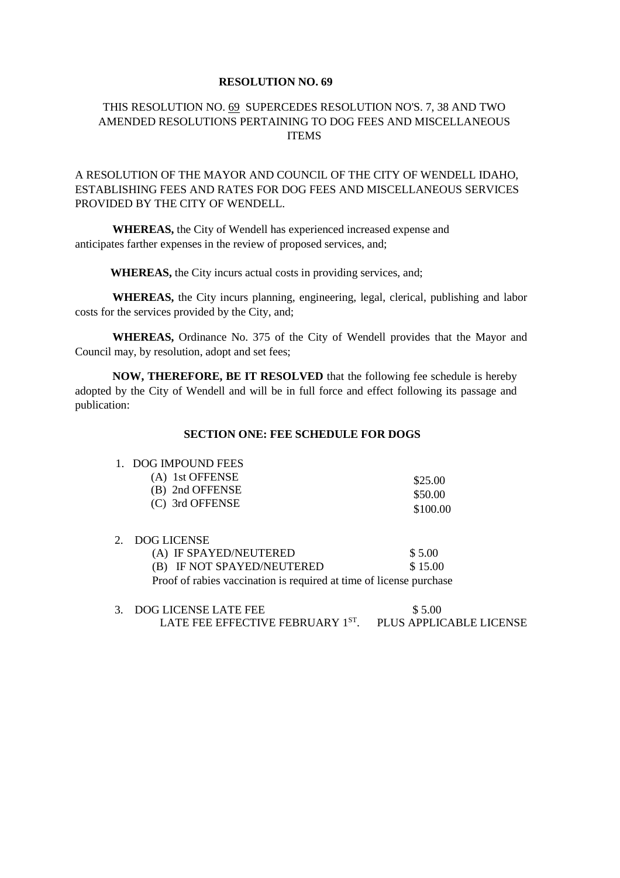# RESOLUTION NO. 69

THIS RESOLUTION NO. 69 SUPERCEDES RESOLUTION NO'S. 7, 38 AND TWO AMENDED RESOLUTIONS PERTAINING TO DOG FEES AND MISCELLANEOUS ITEMS

A RESOLUTION OF THE MAYOR AND COUNCIL OF THE CITY OF WENDELL IDAHO, ESTABLISHING FEES AND RATES FOR DOG FEES AND MISCELLANEOUS SERVICES PROVIDED BY THE CITY OF WENDELL.

**WHEREAS,** the City of Wendell has experienced increased expense and anticipates farther expenses in the review of proposed services, and;

**WHEREAS,** the City incurs actual costs in providing services, and;

**WHEREAS,** the City incurs planning, engineering, legal, clerical, publishing and labor costs for the services provided by the City, and;

**WHEREAS,** Ordinance No. 375 of the City of Wendell provides that the Mayor and Council may, by resolution, adopt and set fees;

**NOW, THEREFORE, BE IT RESOLVED** that the following fee schedule is hereby adopted by the City of Wendell and will be in full force and effect following its passage and publication:

## SECTION ONE: FEE SCHEDULE FOR DOGS

1. DOG IMPOUND FEES
   - (A) 1st OFFENSE — $25.00
   - (B) 2nd OFFENSE — $50.00
   - (C) 3rd OFFENSE — $100.00

2. DOG LICENSE
   - (A) IF SPAYED/NEUTERED — $ 5.00
   - (B) IF NOT SPAYED/NEUTERED — $ 15.00

   Proof of rabies vaccination is required at time of license purchase

3. DOG LICENSE LATE FEE — $ 5.00

   LATE FEE EFFECTIVE FEBRUARY 1ST. — PLUS APPLICABLE LICENSE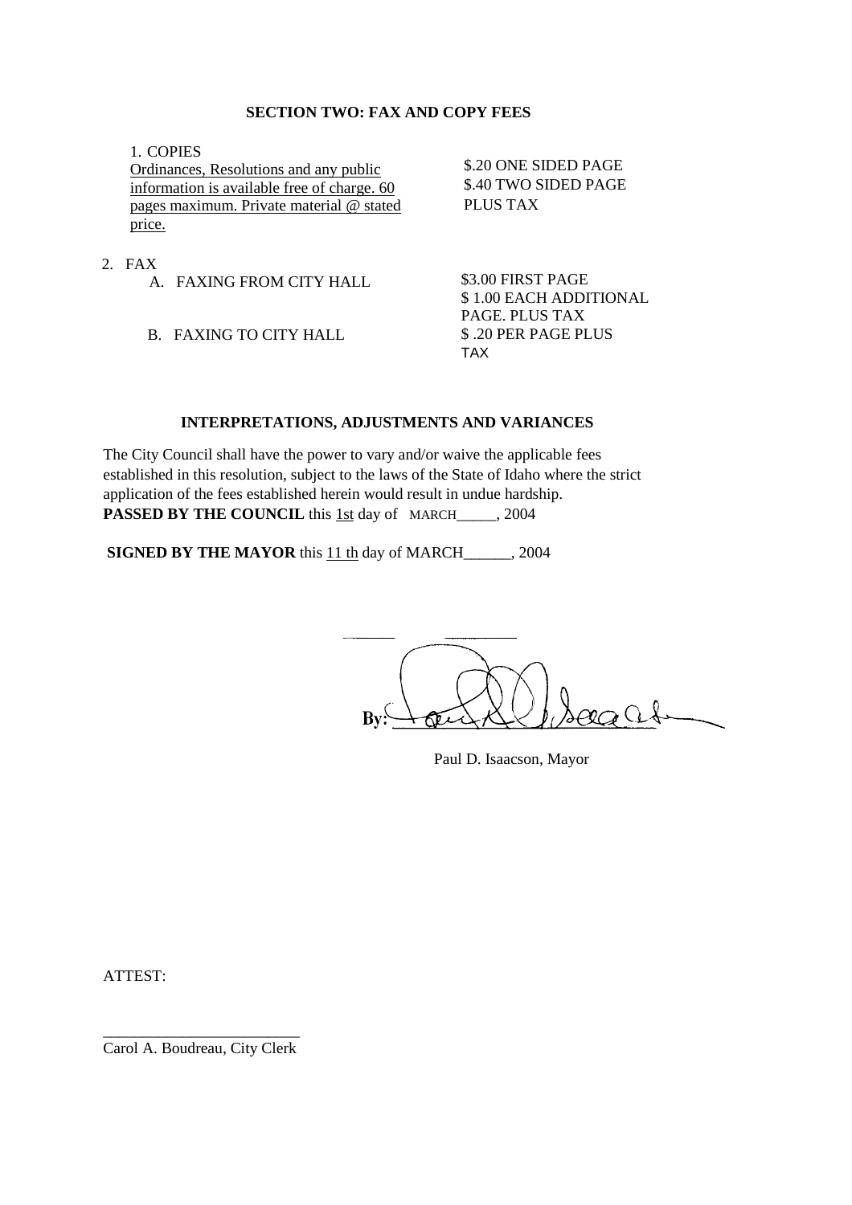### SECTION TWO: FAX AND COPY FEES

| | |
|---|---|
| 1. COPIES<br>Ordinances, Resolutions and any public information is available free of charge. 60 pages maximum. Private material @ stated price. | $.20 ONE SIDED PAGE<br>$.40 TWO SIDED PAGE<br>PLUS TAX |
| 2. FAX | |
| A. FAXING FROM CITY HALL | $3.00 FIRST PAGE<br>$ 1.00 EACH ADDITIONAL PAGE. PLUS TAX |
| B. FAXING TO CITY HALL | $ .20 PER PAGE PLUS TAX |

### INTERPRETATIONS, ADJUSTMENTS AND VARIANCES

The City Council shall have the power to vary and/or waive the applicable fees established in this resolution, subject to the laws of the State of Idaho where the strict application of the fees established herein would result in undue hardship.

**PASSED BY THE COUNCIL** this 1st day of MARCH_____, 2004

**SIGNED BY THE MAYOR** this 11 th day of MARCH______, 2004

By: ______________________

Paul D. Isaacson, Mayor

ATTEST:

__________________________

Carol A. Boudreau, City Clerk